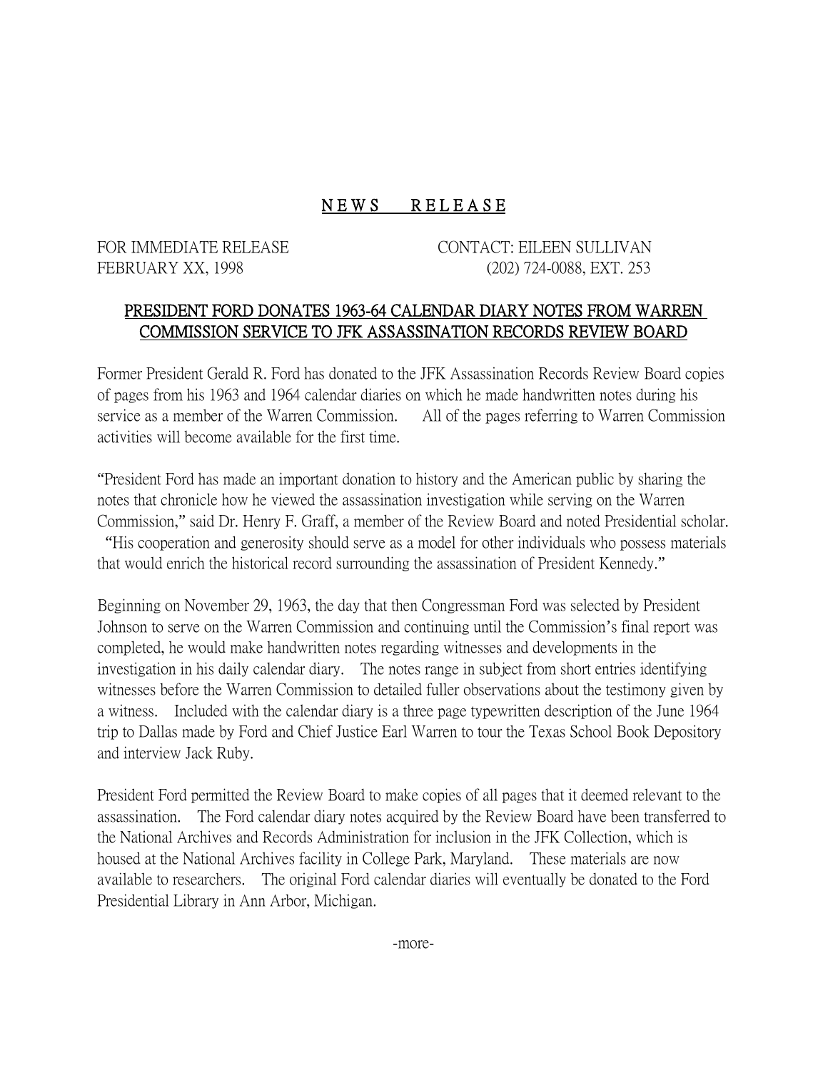# N E W S  R E L E A S E

FOR IMMEDIATE RELEASE
FEBRUARY XX, 1998

CONTACT: EILEEN SULLIVAN
(202) 724-0088, EXT. 253

## PRESIDENT FORD DONATES 1963-64 CALENDAR DIARY NOTES FROM WARREN COMMISSION SERVICE TO JFK ASSASSINATION RECORDS REVIEW BOARD

Former President Gerald R. Ford has donated to the JFK Assassination Records Review Board copies of pages from his 1963 and 1964 calendar diaries on which he made handwritten notes during his service as a member of the Warren Commission. All of the pages referring to Warren Commission activities will become available for the first time.

"President Ford has made an important donation to history and the American public by sharing the notes that chronicle how he viewed the assassination investigation while serving on the Warren Commission," said Dr. Henry F. Graff, a member of the Review Board and noted Presidential scholar. "His cooperation and generosity should serve as a model for other individuals who possess materials that would enrich the historical record surrounding the assassination of President Kennedy."

Beginning on November 29, 1963, the day that then Congressman Ford was selected by President Johnson to serve on the Warren Commission and continuing until the Commission's final report was completed, he would make handwritten notes regarding witnesses and developments in the investigation in his daily calendar diary. The notes range in subject from short entries identifying witnesses before the Warren Commission to detailed fuller observations about the testimony given by a witness. Included with the calendar diary is a three page typewritten description of the June 1964 trip to Dallas made by Ford and Chief Justice Earl Warren to tour the Texas School Book Depository and interview Jack Ruby.

President Ford permitted the Review Board to make copies of all pages that it deemed relevant to the assassination. The Ford calendar diary notes acquired by the Review Board have been transferred to the National Archives and Records Administration for inclusion in the JFK Collection, which is housed at the National Archives facility in College Park, Maryland. These materials are now available to researchers. The original Ford calendar diaries will eventually be donated to the Ford Presidential Library in Ann Arbor, Michigan.

-more-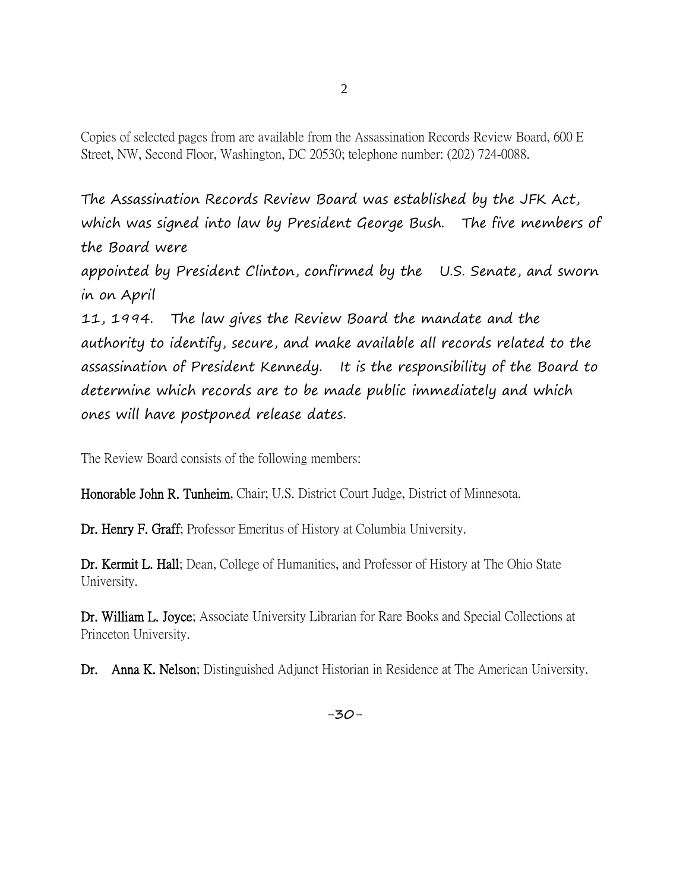Copies of selected pages from are available from the Assassination Records Review Board, 600 E Street, NW, Second Floor, Washington, DC 20530; telephone number: (202) 724-0088.

The Assassination Records Review Board was established by the JFK Act, which was signed into law by President George Bush. The five members of the Board were appointed by President Clinton, confirmed by the U.S. Senate, and sworn in on April 11, 1994. The law gives the Review Board the mandate and the authority to identify, secure, and make available all records related to the assassination of President Kennedy. It is the responsibility of the Board to determine which records are to be made public immediately and which ones will have postponed release dates.

The Review Board consists of the following members:

**Honorable John R. Tunheim**, Chair; U.S. District Court Judge, District of Minnesota.

**Dr. Henry F. Graff**; Professor Emeritus of History at Columbia University.

**Dr. Kermit L. Hall**; Dean, College of Humanities, and Professor of History at The Ohio State University.

**Dr. William L. Joyce**; Associate University Librarian for Rare Books and Special Collections at Princeton University.

**Dr. Anna K. Nelson**; Distinguished Adjunct Historian in Residence at The American University.

-30-